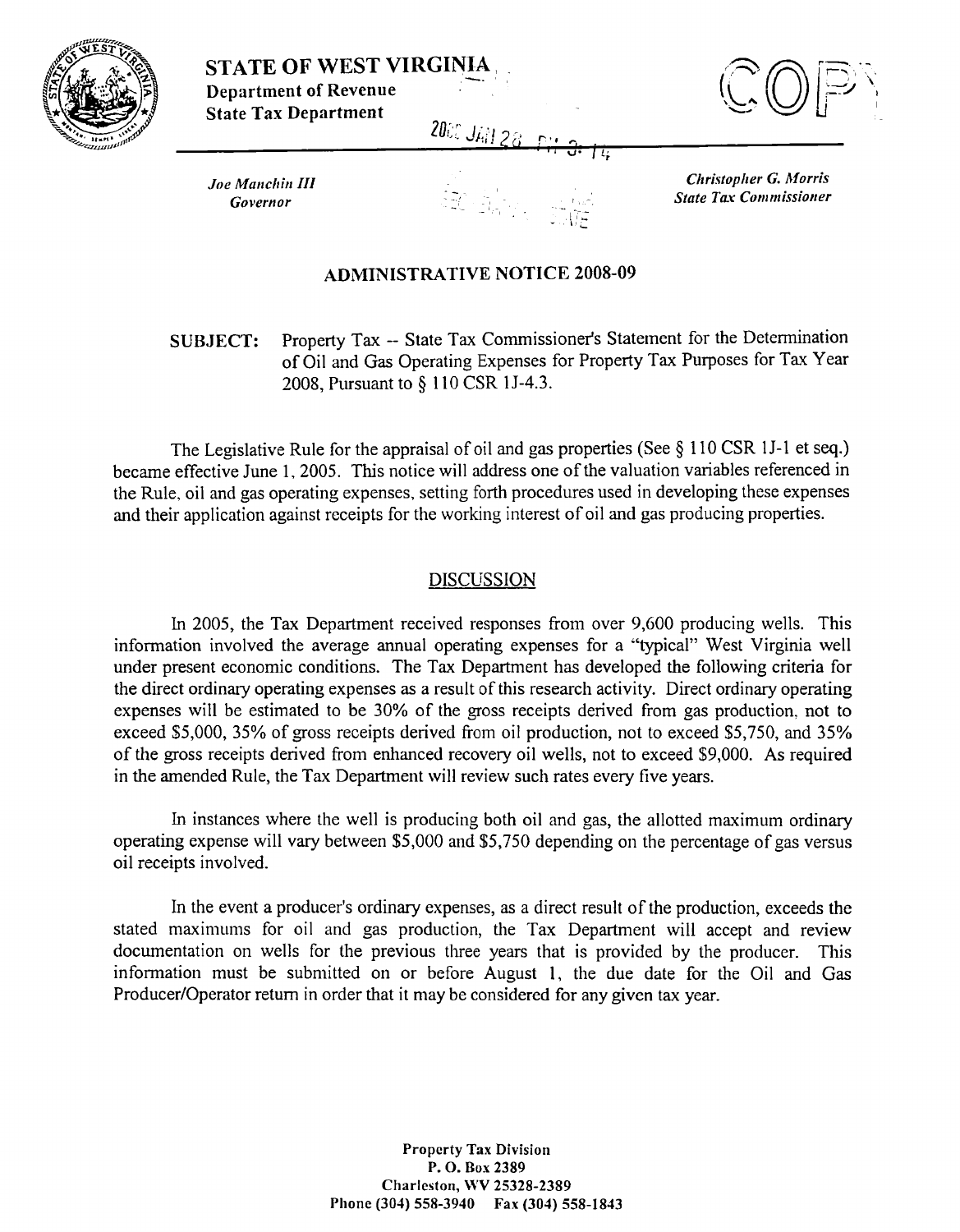**STATE OF WEST VIRGINIA**
**Department of Revenue**
**State Tax Department**

COPY

2008 JAN 28 PM 3:14

*Joe Manchin III*
*Governor*

*Christopher G. Morris*
*State Tax Commissioner*

## ADMINISTRATIVE NOTICE 2008-09

**SUBJECT:** Property Tax -- State Tax Commissioner's Statement for the Determination of Oil and Gas Operating Expenses for Property Tax Purposes for Tax Year 2008, Pursuant to § 110 CSR 1J-4.3.

The Legislative Rule for the appraisal of oil and gas properties (See § 110 CSR 1J-1 et seq.) became effective June 1, 2005. This notice will address one of the valuation variables referenced in the Rule, oil and gas operating expenses, setting forth procedures used in developing these expenses and their application against receipts for the working interest of oil and gas producing properties.

### DISCUSSION

In 2005, the Tax Department received responses from over 9,600 producing wells. This information involved the average annual operating expenses for a "typical" West Virginia well under present economic conditions. The Tax Department has developed the following criteria for the direct ordinary operating expenses as a result of this research activity. Direct ordinary operating expenses will be estimated to be 30% of the gross receipts derived from gas production, not to exceed $5,000, 35% of gross receipts derived from oil production, not to exceed $5,750, and 35% of the gross receipts derived from enhanced recovery oil wells, not to exceed $9,000. As required in the amended Rule, the Tax Department will review such rates every five years.

In instances where the well is producing both oil and gas, the allotted maximum ordinary operating expense will vary between $5,000 and $5,750 depending on the percentage of gas versus oil receipts involved.

In the event a producer's ordinary expenses, as a direct result of the production, exceeds the stated maximums for oil and gas production, the Tax Department will accept and review documentation on wells for the previous three years that is provided by the producer. This information must be submitted on or before August 1, the due date for the Oil and Gas Producer/Operator return in order that it may be considered for any given tax year.

Property Tax Division
P. O. Box 2389
Charleston, WV 25328-2389
Phone (304) 558-3940 Fax (304) 558-1843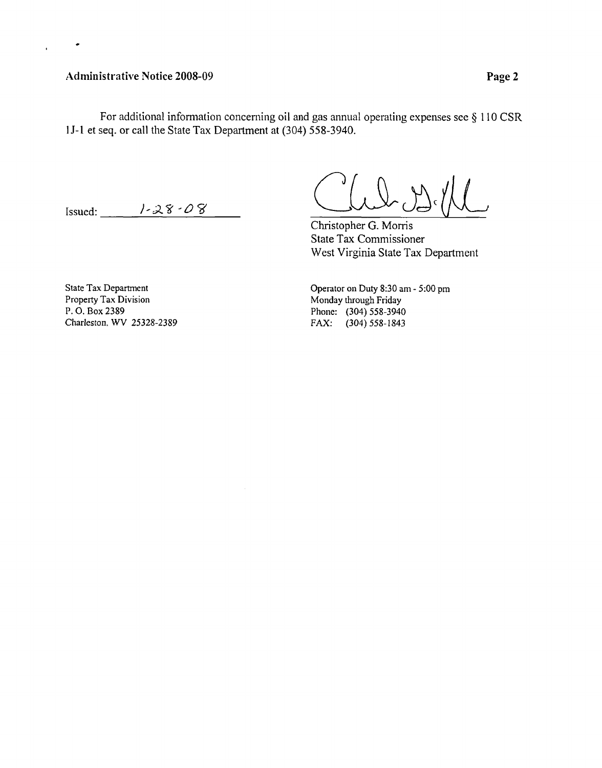For additional information concerning oil and gas annual operating expenses see § 110 CSR 1J-1 et seq. or call the State Tax Department at (304) 558-3940.

Issued: 1-28-08

Christopher G. Morris
State Tax Commissioner
West Virginia State Tax Department

State Tax Department
Property Tax Division
P. O. Box 2389
Charleston, WV 25328-2389

Operator on Duty 8:30 am - 5:00 pm
Monday through Friday
Phone: (304) 558-3940
FAX: (304) 558-1843